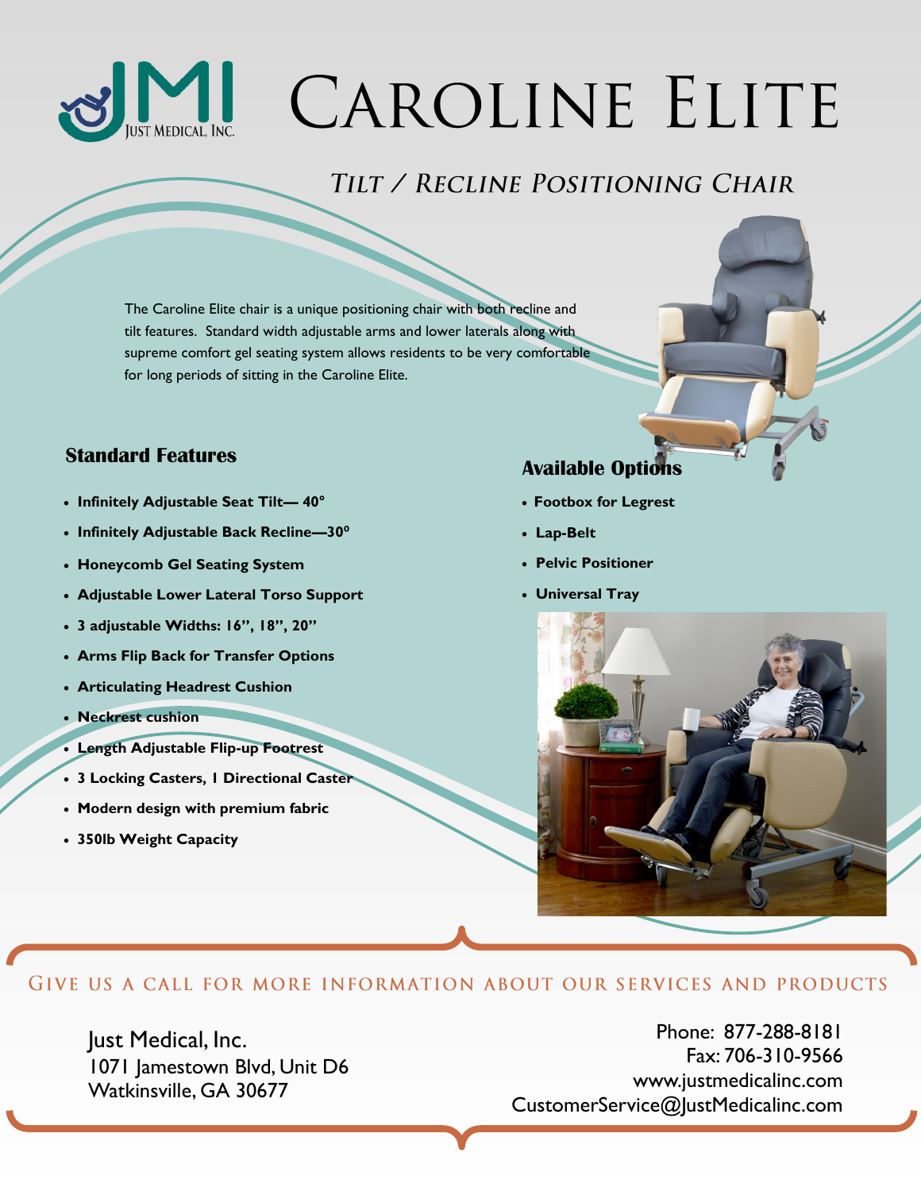JMI Just Medical, Inc.

# Caroline Elite

## Tilt / Recline Positioning Chair

The Caroline Elite chair is a unique positioning chair with both recline and tilt features. Standard width adjustable arms and lower laterals along with supreme comfort gel seating system allows residents to be very comfortable for long periods of sitting in the Caroline Elite.

### Standard Features

- **Infinitely Adjustable Seat Tilt— 40°**
- **Infinitely Adjustable Back Recline—30°**
- **Honeycomb Gel Seating System**
- **Adjustable Lower Lateral Torso Support**
- **3 adjustable Widths: 16", 18", 20"**
- **Arms Flip Back for Transfer Options**
- **Articulating Headrest Cushion**
- **Neckrest cushion**
- **Length Adjustable Flip-up Footrest**
- **3 Locking Casters, 1 Directional Caster**
- **Modern design with premium fabric**
- **350lb Weight Capacity**

### Available Options

- **Footbox for Legrest**
- **Lap-Belt**
- **Pelvic Positioner**
- **Universal Tray**

Give us a call for more information about our services and products

Just Medical, Inc.
1071 Jamestown Blvd, Unit D6
Watkinsville, GA 30677

Phone: 877-288-8181
Fax: 706-310-9566
www.justmedicalinc.com
CustomerService@JustMedicalinc.com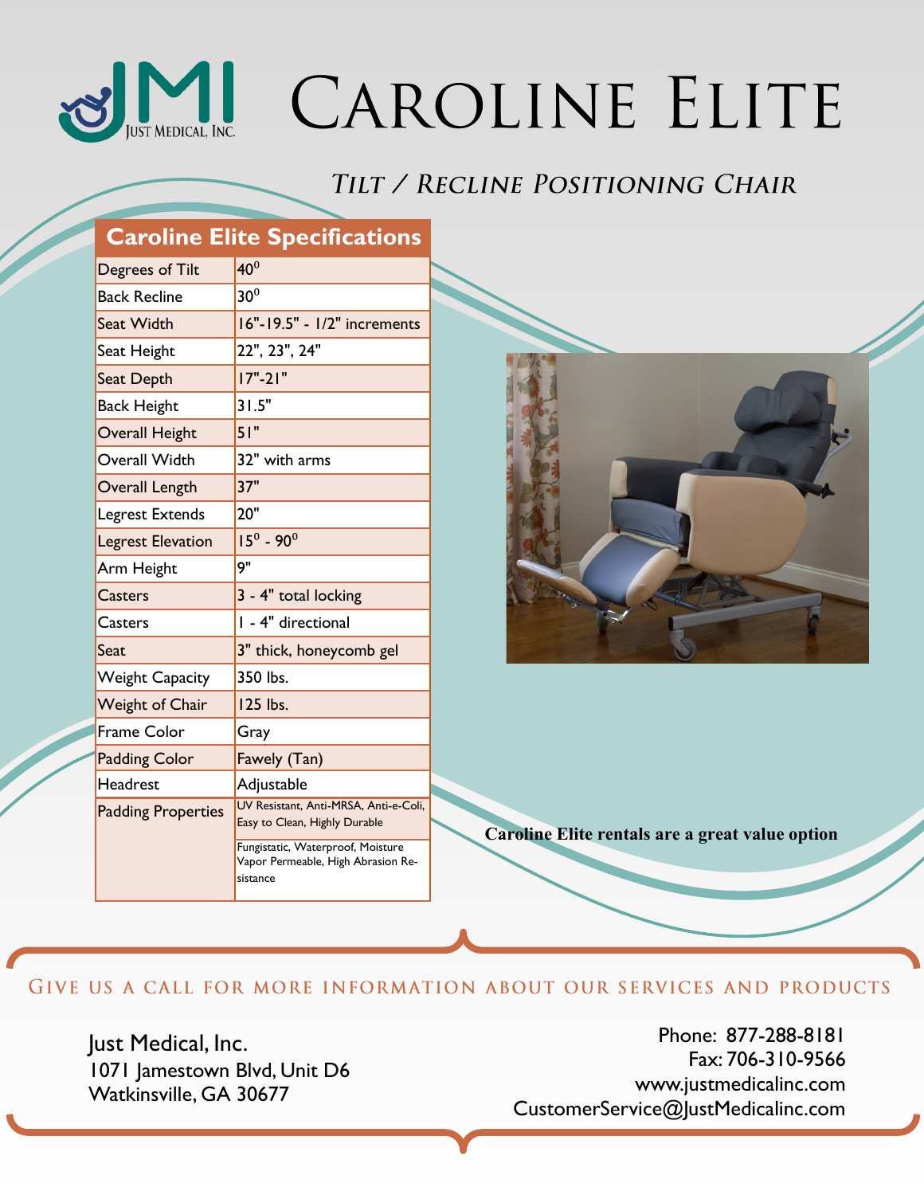JMI Just Medical, Inc.

# Caroline Elite

## *Tilt / Recline Positioning Chair*

| Caroline Elite Specifications | |
|---|---|
| Degrees of Tilt | $40^0$ |
| Back Recline | $30^0$ |
| Seat Width | 16"-19.5" - 1/2" increments |
| Seat Height | 22", 23", 24" |
| Seat Depth | 17"-21" |
| Back Height | 31.5" |
| Overall Height | 51" |
| Overall Width | 32" with arms |
| Overall Length | 37" |
| Legrest Extends | 20" |
| Legrest Elevation | $15^0$ - $90^0$ |
| Arm Height | 9" |
| Casters | 3 - 4" total locking |
| Casters | 1 - 4" directional |
| Seat | 3" thick, honeycomb gel |
| Weight Capacity | 350 lbs. |
| Weight of Chair | 125 lbs. |
| Frame Color | Gray |
| Padding Color | Fawely (Tan) |
| Headrest | Adjustable |
| Padding Properties | UV Resistant, Anti-MRSA, Anti-e-Coli, Easy to Clean, Highly Durable |
| | Fungistatic, Waterproof, Moisture Vapor Permeable, High Abrasion Resistance |

**Caroline Elite rentals are a great value option**

GIVE US A CALL FOR MORE INFORMATION ABOUT OUR SERVICES AND PRODUCTS

Just Medical, Inc.
1071 Jamestown Blvd, Unit D6
Watkinsville, GA 30677

Phone: 877-288-8181
Fax: 706-310-9566
www.justmedicalinc.com
CustomerService@JustMedicalinc.com